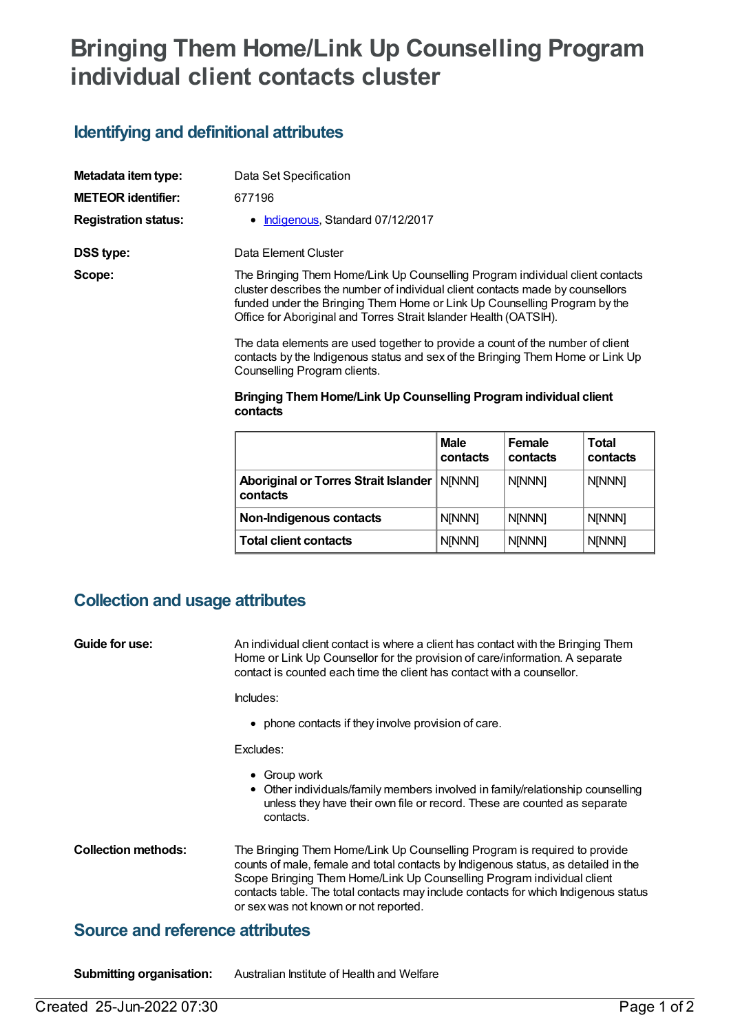# Bringing Them Home/Link Up Counselling Program individual client contacts cluster

## Identifying and definitional attributes

**Metadata item type:** Data Set Specification

**METEOR identifier:** 677196

**Registration status:**

- Indigenous, Standard 07/12/2017

**DSS type:** Data Element Cluster

**Scope:** The Bringing Them Home/Link Up Counselling Program individual client contacts cluster describes the number of individual client contacts made by counsellors funded under the Bringing Them Home or Link Up Counselling Program by the Office for Aboriginal and Torres Strait Islander Health (OATSIH).

The data elements are used together to provide a count of the number of client contacts by the Indigenous status and sex of the Bringing Them Home or Link Up Counselling Program clients.

**Bringing Them Home/Link Up Counselling Program individual client contacts**

| | Male contacts | Female contacts | Total contacts |
|---|---|---|---|
| **Aboriginal or Torres Strait Islander contacts** | N[NNN] | N[NNN] | N[NNN] |
| **Non-Indigenous contacts** | N[NNN] | N[NNN] | N[NNN] |
| **Total client contacts** | N[NNN] | N[NNN] | N[NNN] |

## Collection and usage attributes

**Guide for use:** An individual client contact is where a client has contact with the Bringing Them Home or Link Up Counsellor for the provision of care/information. A separate contact is counted each time the client has contact with a counsellor.

Includes:

- phone contacts if they involve provision of care.

Excludes:

- Group work
- Other individuals/family members involved in family/relationship counselling unless they have their own file or record. These are counted as separate contacts.

**Collection methods:** The Bringing Them Home/Link Up Counselling Program is required to provide counts of male, female and total contacts by Indigenous status, as detailed in the Scope Bringing Them Home/Link Up Counselling Program individual client contacts table. The total contacts may include contacts for which Indigenous status or sex was not known or not reported.

## Source and reference attributes

**Submitting organisation:** Australian Institute of Health and Welfare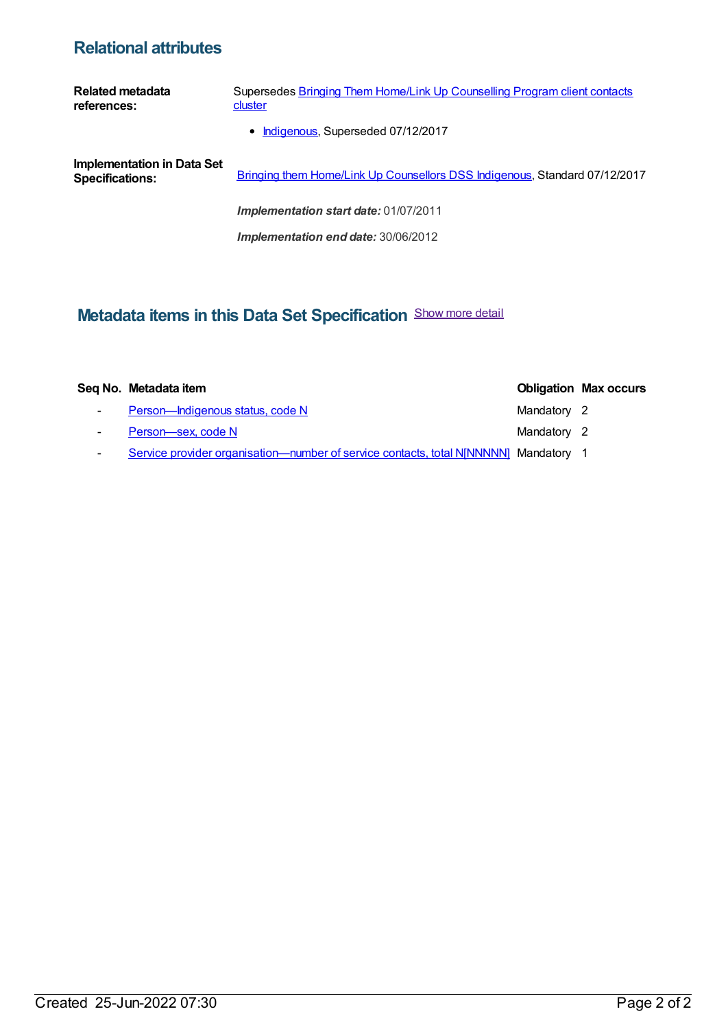## Relational attributes

**Related metadata references:**

Supersedes Bringing Them Home/Link Up Counselling Program client contacts cluster

- Indigenous, Superseded 07/12/2017

**Implementation in Data Set Specifications:**

Bringing them Home/Link Up Counsellors DSS Indigenous, Standard 07/12/2017

***Implementation start date:*** 01/07/2011

***Implementation end date:*** 30/06/2012

## Metadata items in this Data Set Specification

Show more detail

| Seq No. | Metadata item | Obligation | Max occurs |
|---|---|---|---|
| - | Person—Indigenous status, code N | Mandatory | 2 |
| - | Person—sex, code N | Mandatory | 2 |
| - | Service provider organisation—number of service contacts, total N[NNNNN] | Mandatory | 1 |